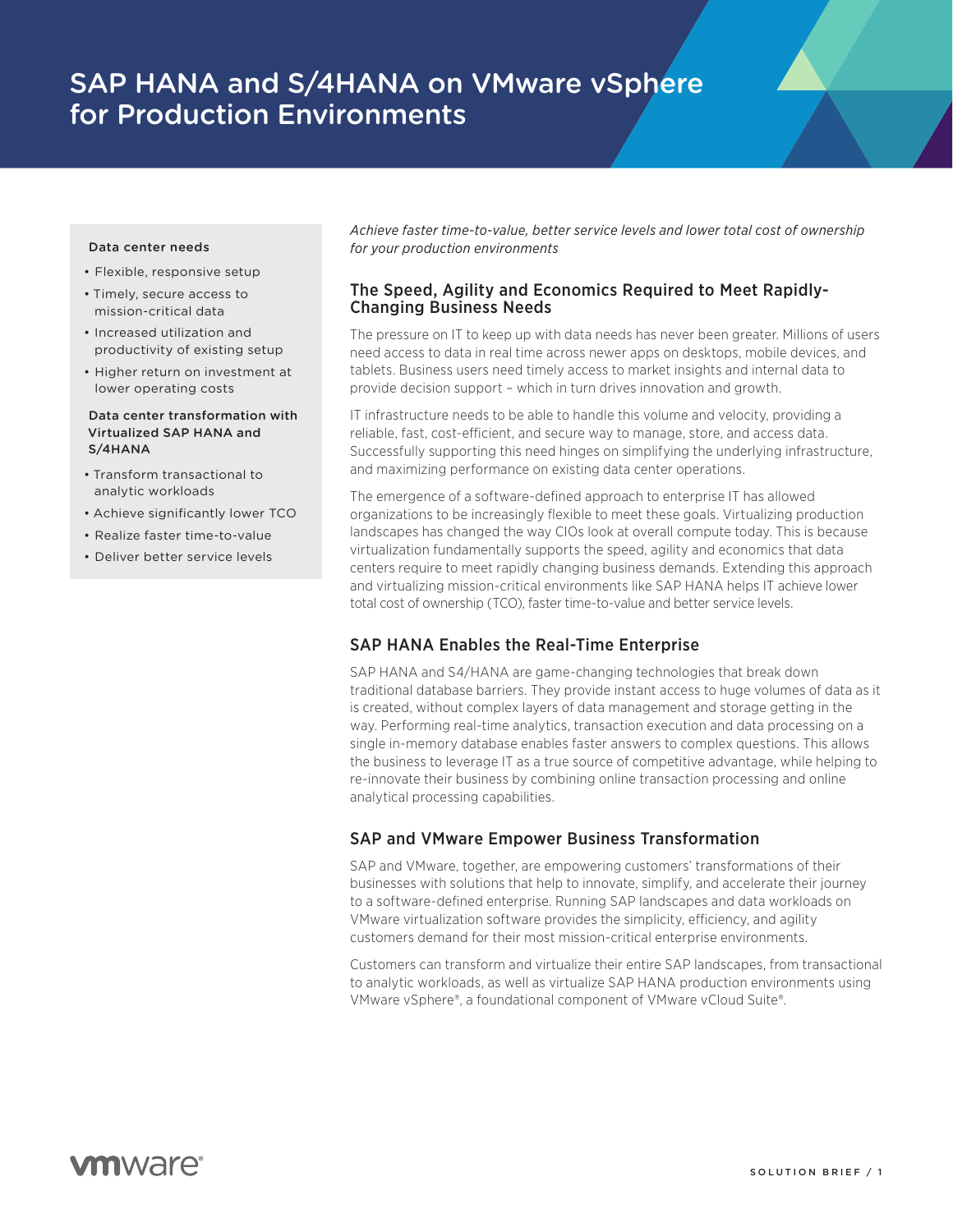# SAP HANA and S/4HANA on VMware vSphere for Production Environments

**Data center needs**

- Flexible, responsive setup
- Timely, secure access to mission-critical data
- Increased utilization and productivity of existing setup
- Higher return on investment at lower operating costs

**Data center transformation with Virtualized SAP HANA and S/4HANA**

- Transform transactional to analytic workloads
- Achieve significantly lower TCO
- Realize faster time-to-value
- Deliver better service levels

*Achieve faster time-to-value, better service levels and lower total cost of ownership for your production environments*

## The Speed, Agility and Economics Required to Meet Rapidly-Changing Business Needs

The pressure on IT to keep up with data needs has never been greater. Millions of users need access to data in real time across newer apps on desktops, mobile devices, and tablets. Business users need timely access to market insights and internal data to provide decision support – which in turn drives innovation and growth.

IT infrastructure needs to be able to handle this volume and velocity, providing a reliable, fast, cost-efficient, and secure way to manage, store, and access data. Successfully supporting this need hinges on simplifying the underlying infrastructure, and maximizing performance on existing data center operations.

The emergence of a software-defined approach to enterprise IT has allowed organizations to be increasingly flexible to meet these goals. Virtualizing production landscapes has changed the way CIOs look at overall compute today. This is because virtualization fundamentally supports the speed, agility and economics that data centers require to meet rapidly changing business demands. Extending this approach and virtualizing mission-critical environments like SAP HANA helps IT achieve lower total cost of ownership (TCO), faster time-to-value and better service levels.

## SAP HANA Enables the Real-Time Enterprise

SAP HANA and S4/HANA are game-changing technologies that break down traditional database barriers. They provide instant access to huge volumes of data as it is created, without complex layers of data management and storage getting in the way. Performing real-time analytics, transaction execution and data processing on a single in-memory database enables faster answers to complex questions. This allows the business to leverage IT as a true source of competitive advantage, while helping to re-innovate their business by combining online transaction processing and online analytical processing capabilities.

## SAP and VMware Empower Business Transformation

SAP and VMware, together, are empowering customers' transformations of their businesses with solutions that help to innovate, simplify, and accelerate their journey to a software-defined enterprise. Running SAP landscapes and data workloads on VMware virtualization software provides the simplicity, efficiency, and agility customers demand for their most mission-critical enterprise environments.

Customers can transform and virtualize their entire SAP landscapes, from transactional to analytic workloads, as well as virtualize SAP HANA production environments using VMware vSphere®, a foundational component of VMware vCloud Suite®.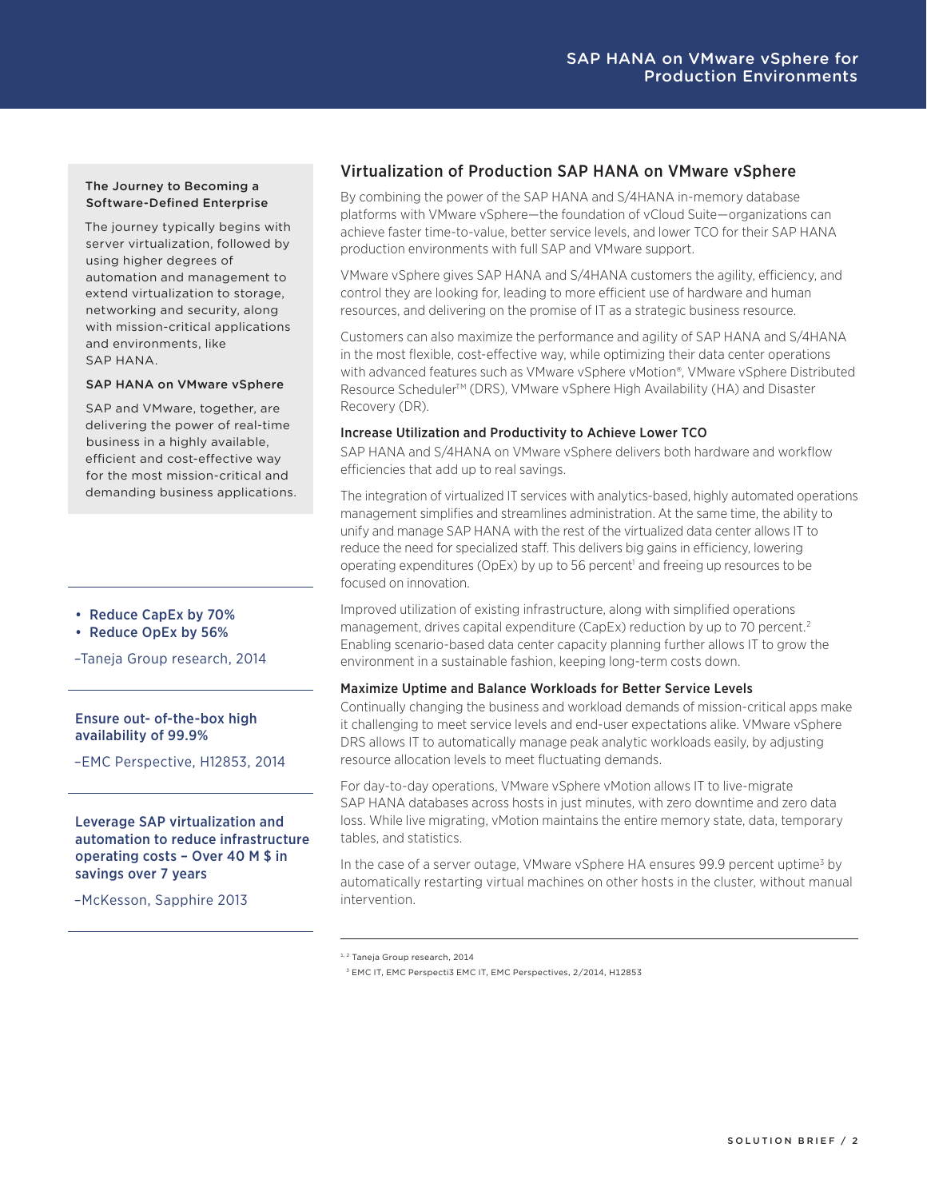### The Journey to Becoming a Software-Defined Enterprise

The journey typically begins with server virtualization, followed by using higher degrees of automation and management to extend virtualization to storage, networking and security, along with mission-critical applications and environments, like SAP HANA.

### SAP HANA on VMware vSphere

SAP and VMware, together, are delivering the power of real-time business in a highly available, efficient and cost-effective way for the most mission-critical and demanding business applications.

---

- **Reduce CapEx by 70%**
- **Reduce OpEx by 56%**

–Taneja Group research, 2014

---

**Ensure out- of-the-box high availability of 99.9%**

–EMC Perspective, H12853, 2014

---

**Leverage SAP virtualization and automation to reduce infrastructure operating costs – Over 40 M $ in savings over 7 years**

–McKesson, Sapphire 2013

---

## Virtualization of Production SAP HANA on VMware vSphere

By combining the power of the SAP HANA and S/4HANA in-memory database platforms with VMware vSphere—the foundation of vCloud Suite—organizations can achieve faster time-to-value, better service levels, and lower TCO for their SAP HANA production environments with full SAP and VMware support.

VMware vSphere gives SAP HANA and S/4HANA customers the agility, efficiency, and control they are looking for, leading to more efficient use of hardware and human resources, and delivering on the promise of IT as a strategic business resource.

Customers can also maximize the performance and agility of SAP HANA and S/4HANA in the most flexible, cost-effective way, while optimizing their data center operations with advanced features such as VMware vSphere vMotion®, VMware vSphere Distributed Resource Scheduler™ (DRS), VMware vSphere High Availability (HA) and Disaster Recovery (DR).

### Increase Utilization and Productivity to Achieve Lower TCO

SAP HANA and S/4HANA on VMware vSphere delivers both hardware and workflow efficiencies that add up to real savings.

The integration of virtualized IT services with analytics-based, highly automated operations management simplifies and streamlines administration. At the same time, the ability to unify and manage SAP HANA with the rest of the virtualized data center allows IT to reduce the need for specialized staff. This delivers big gains in efficiency, lowering operating expenditures (OpEx) by up to 56 percent[1] and freeing up resources to be focused on innovation.

Improved utilization of existing infrastructure, along with simplified operations management, drives capital expenditure (CapEx) reduction by up to 70 percent.[2] Enabling scenario-based data center capacity planning further allows IT to grow the environment in a sustainable fashion, keeping long-term costs down.

### Maximize Uptime and Balance Workloads for Better Service Levels

Continually changing the business and workload demands of mission-critical apps make it challenging to meet service levels and end-user expectations alike. VMware vSphere DRS allows IT to automatically manage peak analytic workloads easily, by adjusting resource allocation levels to meet fluctuating demands.

For day-to-day operations, VMware vSphere vMotion allows IT to live-migrate SAP HANA databases across hosts in just minutes, with zero downtime and zero data loss. While live migrating, vMotion maintains the entire memory state, data, temporary tables, and statistics.

In the case of a server outage, VMware vSphere HA ensures 99.9 percent uptime[3] by automatically restarting virtual machines on other hosts in the cluster, without manual intervention.

---

[1, 2] Taneja Group research, 2014

[3] EMC IT, EMC Perspecti3 EMC IT, EMC Perspectives, 2/2014, H12853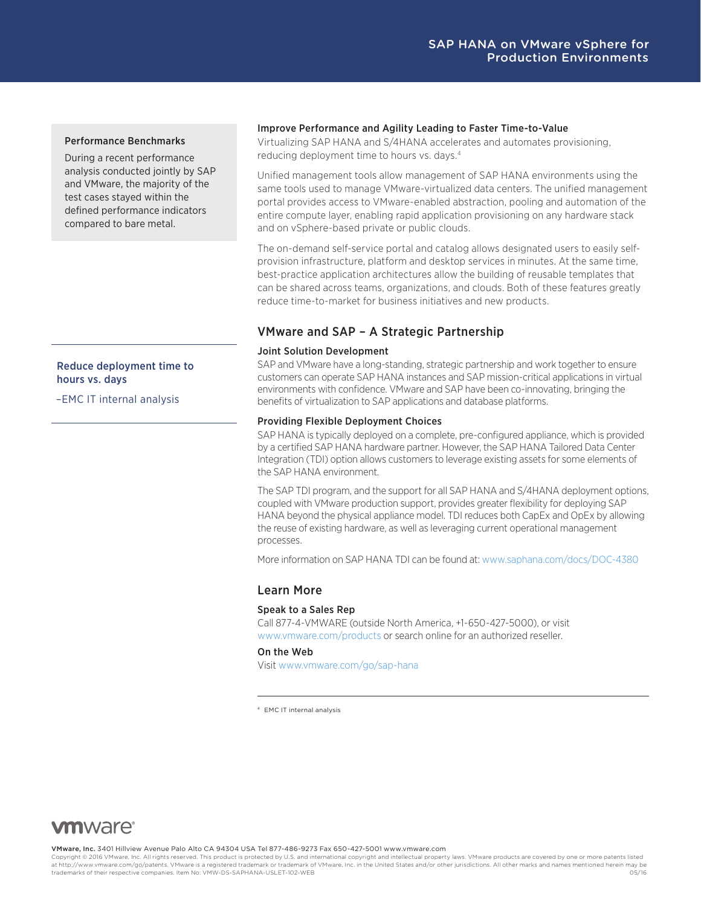### Performance Benchmarks

During a recent performance analysis conducted jointly by SAP and VMware, the majority of the test cases stayed within the defined performance indicators compared to bare metal.

### Improve Performance and Agility Leading to Faster Time-to-Value

Virtualizing SAP HANA and S/4HANA accelerates and automates provisioning, reducing deployment time to hours vs. days.[4]

Unified management tools allow management of SAP HANA environments using the same tools used to manage VMware-virtualized data centers. The unified management portal provides access to VMware-enabled abstraction, pooling and automation of the entire compute layer, enabling rapid application provisioning on any hardware stack and on vSphere-based private or public clouds.

The on-demand self-service portal and catalog allows designated users to easily self-provision infrastructure, platform and desktop services in minutes. At the same time, best-practice application architectures allow the building of reusable templates that can be shared across teams, organizations, and clouds. Both of these features greatly reduce time-to-market for business initiatives and new products.

## VMware and SAP – A Strategic Partnership

> **Reduce deployment time to hours vs. days**
>
> –EMC IT internal analysis

### Joint Solution Development

SAP and VMware have a long-standing, strategic partnership and work together to ensure customers can operate SAP HANA instances and SAP mission-critical applications in virtual environments with confidence. VMware and SAP have been co-innovating, bringing the benefits of virtualization to SAP applications and database platforms.

### Providing Flexible Deployment Choices

SAP HANA is typically deployed on a complete, pre-configured appliance, which is provided by a certified SAP HANA hardware partner. However, the SAP HANA Tailored Data Center Integration (TDI) option allows customers to leverage existing assets for some elements of the SAP HANA environment.

The SAP TDI program, and the support for all SAP HANA and S/4HANA deployment options, coupled with VMware production support, provides greater flexibility for deploying SAP HANA beyond the physical appliance model. TDI reduces both CapEx and OpEx by allowing the reuse of existing hardware, as well as leveraging current operational management processes.

More information on SAP HANA TDI can be found at: www.saphana.com/docs/DOC-4380

## Learn More

### Speak to a Sales Rep

Call 877-4-VMWARE (outside North America, +1-650-427-5000), or visit www.vmware.com/products or search online for an authorized reseller.

### On the Web

Visit www.vmware.com/go/sap-hana

[4] EMC IT internal analysis

**VMware, Inc.** 3401 Hillview Avenue Palo Alto CA 94304 USA Tel 877-486-9273 Fax 650-427-5001 www.vmware.com
Copyright © 2016 VMware, Inc. All rights reserved. This product is protected by U.S. and international copyright and intellectual property laws. VMware products are covered by one or more patents listed at http://www.vmware.com/go/patents. VMware is a registered trademark or trademark of VMware, Inc. in the United States and/or other jurisdictions. All other marks and names mentioned herein may be trademarks of their respective companies. Item No: VMW-DS-SAPHANA-USLET-102-WEB 05/16